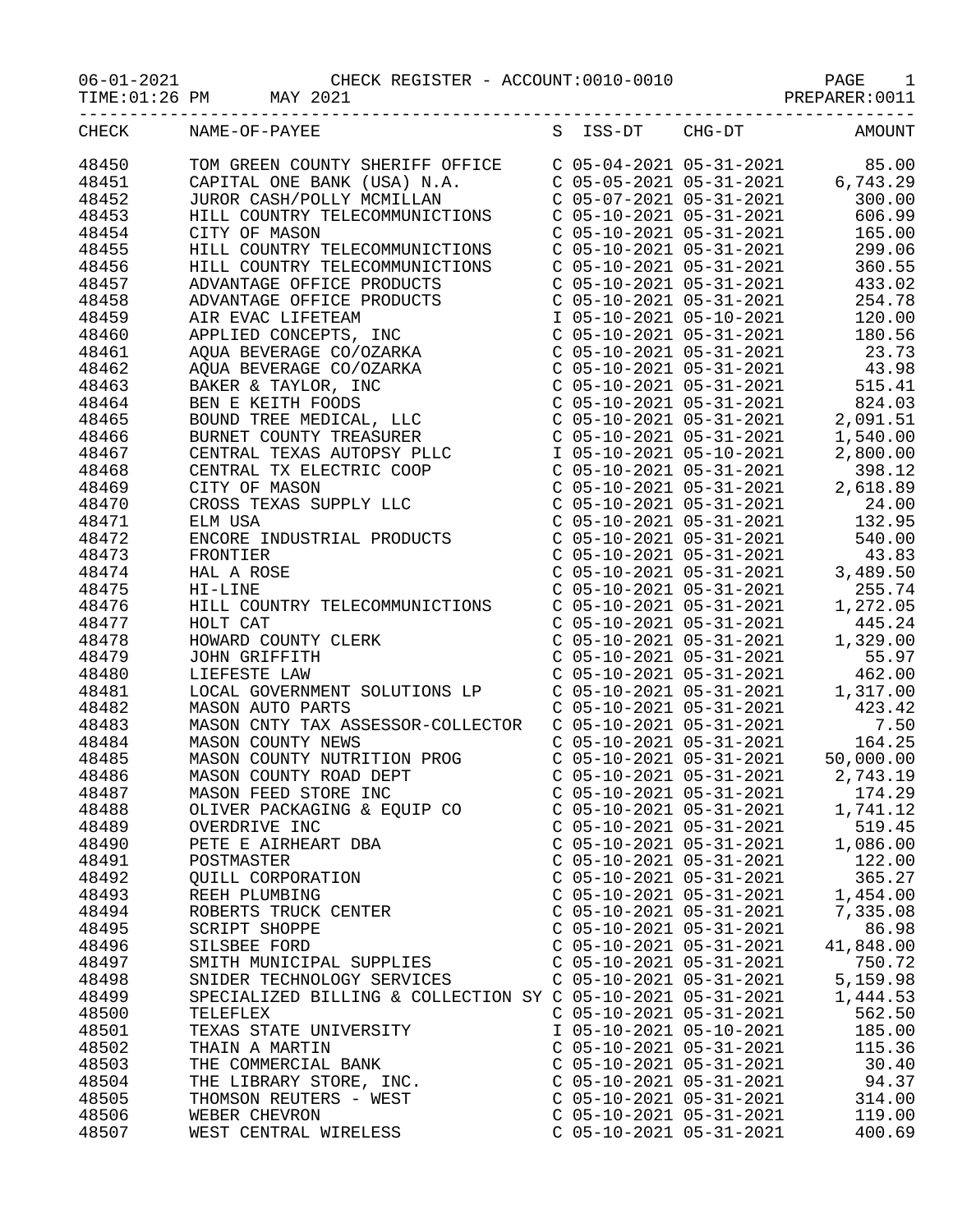06-01-2021 CHECK REGISTER - ACCOUNT:0010-0010

TIME:01:26 PM MAY 2021 PREPARER:0011

| CHECK | NAME-OF-PAYEE | S | ISS-DT | CHG-DT | AMOUNT |
|---|---|---|---|---|---|
| 48450 | TOM GREEN COUNTY SHERIFF OFFICE | C | 05-04-2021 | 05-31-2021 | 85.00 |
| 48451 | CAPITAL ONE BANK (USA) N.A. | C | 05-05-2021 | 05-31-2021 | 6,743.29 |
| 48452 | JUROR CASH/POLLY MCMILLAN | C | 05-07-2021 | 05-31-2021 | 300.00 |
| 48453 | HILL COUNTRY TELECOMMUNICTIONS | C | 05-10-2021 | 05-31-2021 | 606.99 |
| 48454 | CITY OF MASON | C | 05-10-2021 | 05-31-2021 | 165.00 |
| 48455 | HILL COUNTRY TELECOMMUNICTIONS | C | 05-10-2021 | 05-31-2021 | 299.06 |
| 48456 | HILL COUNTRY TELECOMMUNICTIONS | C | 05-10-2021 | 05-31-2021 | 360.55 |
| 48457 | ADVANTAGE OFFICE PRODUCTS | C | 05-10-2021 | 05-31-2021 | 433.02 |
| 48458 | ADVANTAGE OFFICE PRODUCTS | C | 05-10-2021 | 05-31-2021 | 254.78 |
| 48459 | AIR EVAC LIFETEAM | I | 05-10-2021 | 05-10-2021 | 120.00 |
| 48460 | APPLIED CONCEPTS, INC | C | 05-10-2021 | 05-31-2021 | 180.56 |
| 48461 | AQUA BEVERAGE CO/OZARKA | C | 05-10-2021 | 05-31-2021 | 23.73 |
| 48462 | AQUA BEVERAGE CO/OZARKA | C | 05-10-2021 | 05-31-2021 | 43.98 |
| 48463 | BAKER & TAYLOR, INC | C | 05-10-2021 | 05-31-2021 | 515.41 |
| 48464 | BEN E KEITH FOODS | C | 05-10-2021 | 05-31-2021 | 824.03 |
| 48465 | BOUND TREE MEDICAL, LLC | C | 05-10-2021 | 05-31-2021 | 2,091.51 |
| 48466 | BURNET COUNTY TREASURER | C | 05-10-2021 | 05-31-2021 | 1,540.00 |
| 48467 | CENTRAL TEXAS AUTOPSY PLLC | I | 05-10-2021 | 05-10-2021 | 2,800.00 |
| 48468 | CENTRAL TX ELECTRIC COOP | C | 05-10-2021 | 05-31-2021 | 398.12 |
| 48469 | CITY OF MASON | C | 05-10-2021 | 05-31-2021 | 2,618.89 |
| 48470 | CROSS TEXAS SUPPLY LLC | C | 05-10-2021 | 05-31-2021 | 24.00 |
| 48471 | ELM USA | C | 05-10-2021 | 05-31-2021 | 132.95 |
| 48472 | ENCORE INDUSTRIAL PRODUCTS | C | 05-10-2021 | 05-31-2021 | 540.00 |
| 48473 | FRONTIER | C | 05-10-2021 | 05-31-2021 | 43.83 |
| 48474 | HAL A ROSE | C | 05-10-2021 | 05-31-2021 | 3,489.50 |
| 48475 | HI-LINE | C | 05-10-2021 | 05-31-2021 | 255.74 |
| 48476 | HILL COUNTRY TELECOMMUNICTIONS | C | 05-10-2021 | 05-31-2021 | 1,272.05 |
| 48477 | HOLT CAT | C | 05-10-2021 | 05-31-2021 | 445.24 |
| 48478 | HOWARD COUNTY CLERK | C | 05-10-2021 | 05-31-2021 | 1,329.00 |
| 48479 | JOHN GRIFFITH | C | 05-10-2021 | 05-31-2021 | 55.97 |
| 48480 | LIEFESTE LAW | C | 05-10-2021 | 05-31-2021 | 462.00 |
| 48481 | LOCAL GOVERNMENT SOLUTIONS LP | C | 05-10-2021 | 05-31-2021 | 1,317.00 |
| 48482 | MASON AUTO PARTS | C | 05-10-2021 | 05-31-2021 | 423.42 |
| 48483 | MASON CNTY TAX ASSESSOR-COLLECTOR | C | 05-10-2021 | 05-31-2021 | 7.50 |
| 48484 | MASON COUNTY NEWS | C | 05-10-2021 | 05-31-2021 | 164.25 |
| 48485 | MASON COUNTY NUTRITION PROG | C | 05-10-2021 | 05-31-2021 | 50,000.00 |
| 48486 | MASON COUNTY ROAD DEPT | C | 05-10-2021 | 05-31-2021 | 2,743.19 |
| 48487 | MASON FEED STORE INC | C | 05-10-2021 | 05-31-2021 | 174.29 |
| 48488 | OLIVER PACKAGING & EQUIP CO | C | 05-10-2021 | 05-31-2021 | 1,741.12 |
| 48489 | OVERDRIVE INC | C | 05-10-2021 | 05-31-2021 | 519.45 |
| 48490 | PETE E AIRHEART DBA | C | 05-10-2021 | 05-31-2021 | 1,086.00 |
| 48491 | POSTMASTER | C | 05-10-2021 | 05-31-2021 | 122.00 |
| 48492 | QUILL CORPORATION | C | 05-10-2021 | 05-31-2021 | 365.27 |
| 48493 | REEH PLUMBING | C | 05-10-2021 | 05-31-2021 | 1,454.00 |
| 48494 | ROBERTS TRUCK CENTER | C | 05-10-2021 | 05-31-2021 | 7,335.08 |
| 48495 | SCRIPT SHOPPE | C | 05-10-2021 | 05-31-2021 | 86.98 |
| 48496 | SILSBEE FORD | C | 05-10-2021 | 05-31-2021 | 41,848.00 |
| 48497 | SMITH MUNICIPAL SUPPLIES | C | 05-10-2021 | 05-31-2021 | 750.72 |
| 48498 | SNIDER TECHNOLOGY SERVICES | C | 05-10-2021 | 05-31-2021 | 5,159.98 |
| 48499 | SPECIALIZED BILLING & COLLECTION SY | C | 05-10-2021 | 05-31-2021 | 1,444.53 |
| 48500 | TELEFLEX | C | 05-10-2021 | 05-31-2021 | 562.50 |
| 48501 | TEXAS STATE UNIVERSITY | I | 05-10-2021 | 05-10-2021 | 185.00 |
| 48502 | THAIN A MARTIN | C | 05-10-2021 | 05-31-2021 | 115.36 |
| 48503 | THE COMMERCIAL BANK | C | 05-10-2021 | 05-31-2021 | 30.40 |
| 48504 | THE LIBRARY STORE, INC. | C | 05-10-2021 | 05-31-2021 | 94.37 |
| 48505 | THOMSON REUTERS - WEST | C | 05-10-2021 | 05-31-2021 | 314.00 |
| 48506 | WEBER CHEVRON | C | 05-10-2021 | 05-31-2021 | 119.00 |
| 48507 | WEST CENTRAL WIRELESS | C | 05-10-2021 | 05-31-2021 | 400.69 |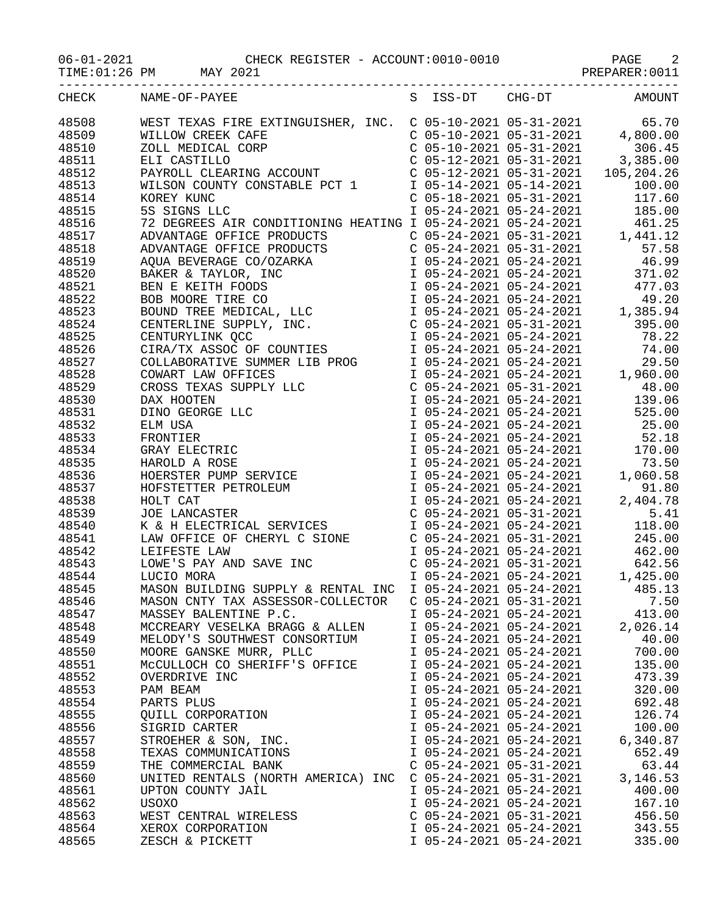06-01-2021 CHECK REGISTER - ACCOUNT:0010-0010

TIME:01:26 PM MAY 2021 PREPARER:0011

| CHECK | NAME-OF-PAYEE | S | ISS-DT | CHG-DT | AMOUNT |
|---|---|---|---|---|---|
| 48508 | WEST TEXAS FIRE EXTINGUISHER, INC. | C | 05-10-2021 | 05-31-2021 | 65.70 |
| 48509 | WILLOW CREEK CAFE | C | 05-10-2021 | 05-31-2021 | 4,800.00 |
| 48510 | ZOLL MEDICAL CORP | C | 05-10-2021 | 05-31-2021 | 306.45 |
| 48511 | ELI CASTILLO | C | 05-12-2021 | 05-31-2021 | 3,385.00 |
| 48512 | PAYROLL CLEARING ACCOUNT | C | 05-12-2021 | 05-31-2021 | 105,204.26 |
| 48513 | WILSON COUNTY CONSTABLE PCT 1 | I | 05-14-2021 | 05-14-2021 | 100.00 |
| 48514 | KOREY KUNC | C | 05-18-2021 | 05-31-2021 | 117.60 |
| 48515 | 5S SIGNS LLC | I | 05-24-2021 | 05-24-2021 | 185.00 |
| 48516 | 72 DEGREES AIR CONDITIONING HEATING | I | 05-24-2021 | 05-24-2021 | 461.25 |
| 48517 | ADVANTAGE OFFICE PRODUCTS | C | 05-24-2021 | 05-31-2021 | 1,441.12 |
| 48518 | ADVANTAGE OFFICE PRODUCTS | C | 05-24-2021 | 05-31-2021 | 57.58 |
| 48519 | AQUA BEVERAGE CO/OZARKA | I | 05-24-2021 | 05-24-2021 | 46.99 |
| 48520 | BAKER & TAYLOR, INC | I | 05-24-2021 | 05-24-2021 | 371.02 |
| 48521 | BEN E KEITH FOODS | I | 05-24-2021 | 05-24-2021 | 477.03 |
| 48522 | BOB MOORE TIRE CO | I | 05-24-2021 | 05-24-2021 | 49.20 |
| 48523 | BOUND TREE MEDICAL, LLC | I | 05-24-2021 | 05-24-2021 | 1,385.94 |
| 48524 | CENTERLINE SUPPLY, INC. | C | 05-24-2021 | 05-31-2021 | 395.00 |
| 48525 | CENTURYLINK QCC | I | 05-24-2021 | 05-24-2021 | 78.22 |
| 48526 | CIRA/TX ASSOC OF COUNTIES | I | 05-24-2021 | 05-24-2021 | 74.00 |
| 48527 | COLLABORATIVE SUMMER LIB PROG | I | 05-24-2021 | 05-24-2021 | 29.50 |
| 48528 | COWART LAW OFFICES | I | 05-24-2021 | 05-24-2021 | 1,960.00 |
| 48529 | CROSS TEXAS SUPPLY LLC | C | 05-24-2021 | 05-31-2021 | 48.00 |
| 48530 | DAX HOOTEN | I | 05-24-2021 | 05-24-2021 | 139.06 |
| 48531 | DINO GEORGE LLC | I | 05-24-2021 | 05-24-2021 | 525.00 |
| 48532 | ELM USA | I | 05-24-2021 | 05-24-2021 | 25.00 |
| 48533 | FRONTIER | I | 05-24-2021 | 05-24-2021 | 52.18 |
| 48534 | GRAY ELECTRIC | I | 05-24-2021 | 05-24-2021 | 170.00 |
| 48535 | HAROLD A ROSE | I | 05-24-2021 | 05-24-2021 | 73.50 |
| 48536 | HOERSTER PUMP SERVICE | I | 05-24-2021 | 05-24-2021 | 1,060.58 |
| 48537 | HOFSTETTER PETROLEUM | I | 05-24-2021 | 05-24-2021 | 91.80 |
| 48538 | HOLT CAT | I | 05-24-2021 | 05-24-2021 | 2,404.78 |
| 48539 | JOE LANCASTER | C | 05-24-2021 | 05-31-2021 | 5.41 |
| 48540 | K & H ELECTRICAL SERVICES | I | 05-24-2021 | 05-24-2021 | 118.00 |
| 48541 | LAW OFFICE OF CHERYL C SIONE | C | 05-24-2021 | 05-31-2021 | 245.00 |
| 48542 | LEIFESTE LAW | I | 05-24-2021 | 05-24-2021 | 462.00 |
| 48543 | LOWE'S PAY AND SAVE INC | C | 05-24-2021 | 05-31-2021 | 642.56 |
| 48544 | LUCIO MORA | I | 05-24-2021 | 05-24-2021 | 1,425.00 |
| 48545 | MASON BUILDING SUPPLY & RENTAL INC | I | 05-24-2021 | 05-24-2021 | 485.13 |
| 48546 | MASON CNTY TAX ASSESSOR-COLLECTOR | C | 05-24-2021 | 05-31-2021 | 7.50 |
| 48547 | MASSEY BALENTINE P.C. | I | 05-24-2021 | 05-24-2021 | 413.00 |
| 48548 | MCCREARY VESELKA BRAGG & ALLEN | I | 05-24-2021 | 05-24-2021 | 2,026.14 |
| 48549 | MELODY'S SOUTHWEST CONSORTIUM | I | 05-24-2021 | 05-24-2021 | 40.00 |
| 48550 | MOORE GANSKE MURR, PLLC | I | 05-24-2021 | 05-24-2021 | 700.00 |
| 48551 | McCULLOCH CO SHERIFF'S OFFICE | I | 05-24-2021 | 05-24-2021 | 135.00 |
| 48552 | OVERDRIVE INC | I | 05-24-2021 | 05-24-2021 | 473.39 |
| 48553 | PAM BEAM | I | 05-24-2021 | 05-24-2021 | 320.00 |
| 48554 | PARTS PLUS | I | 05-24-2021 | 05-24-2021 | 692.48 |
| 48555 | QUILL CORPORATION | I | 05-24-2021 | 05-24-2021 | 126.74 |
| 48556 | SIGRID CARTER | I | 05-24-2021 | 05-24-2021 | 100.00 |
| 48557 | STROEHER & SON, INC. | I | 05-24-2021 | 05-24-2021 | 6,340.87 |
| 48558 | TEXAS COMMUNICATIONS | I | 05-24-2021 | 05-24-2021 | 652.49 |
| 48559 | THE COMMERCIAL BANK | C | 05-24-2021 | 05-31-2021 | 63.44 |
| 48560 | UNITED RENTALS (NORTH AMERICA) INC | C | 05-24-2021 | 05-31-2021 | 3,146.53 |
| 48561 | UPTON COUNTY JAIL | I | 05-24-2021 | 05-24-2021 | 400.00 |
| 48562 | USOXO | I | 05-24-2021 | 05-24-2021 | 167.10 |
| 48563 | WEST CENTRAL WIRELESS | C | 05-24-2021 | 05-31-2021 | 456.50 |
| 48564 | XEROX CORPORATION | I | 05-24-2021 | 05-24-2021 | 343.55 |
| 48565 | ZESCH & PICKETT | I | 05-24-2021 | 05-24-2021 | 335.00 |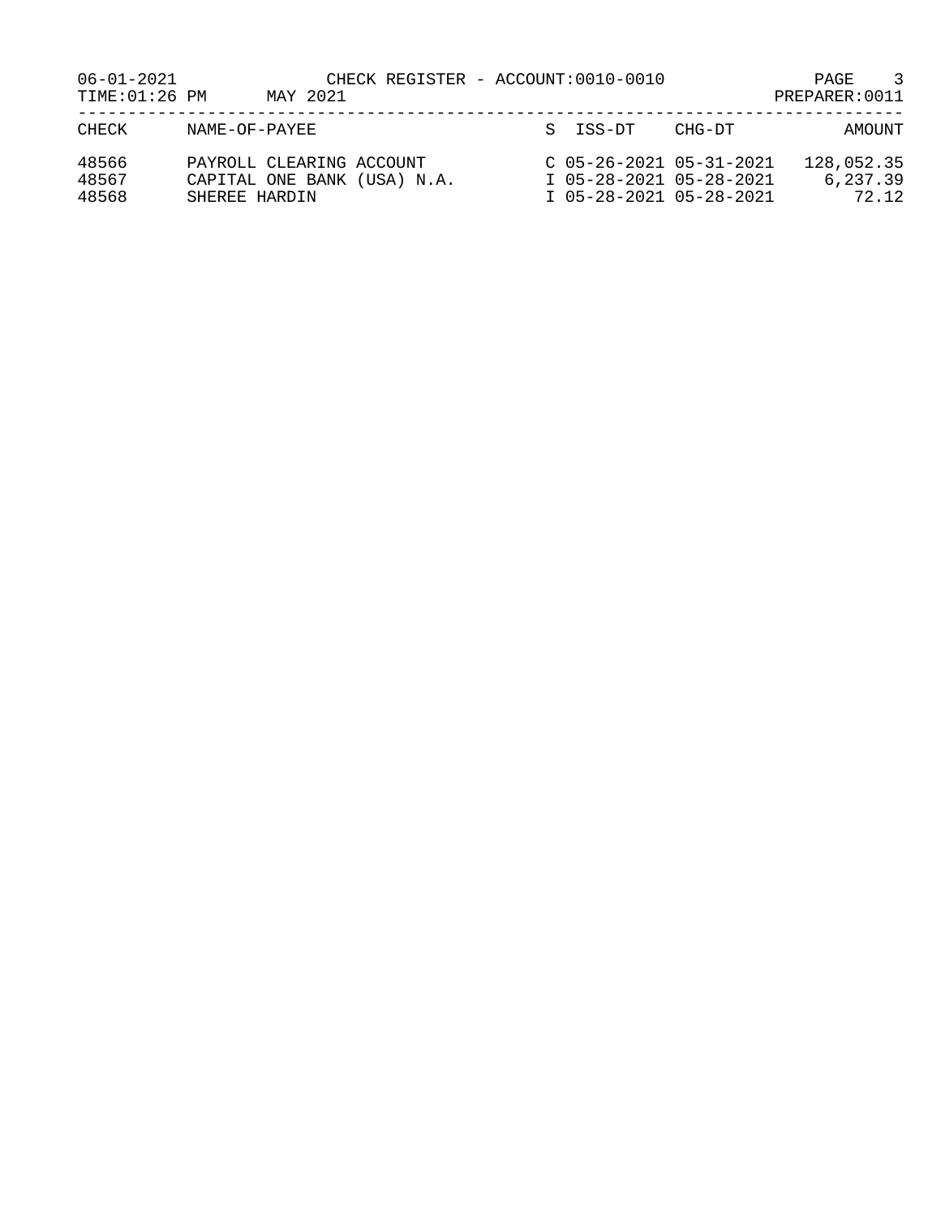06-01-2021 CHECK REGISTER - ACCOUNT:0010-0010
TIME:01:26 PM MAY 2021 PREPARER:0011

| CHECK | NAME-OF-PAYEE | S | ISS-DT | CHG-DT | AMOUNT |
|---|---|---|---|---|---|
| 48566 | PAYROLL CLEARING ACCOUNT | C | 05-26-2021 | 05-31-2021 | 128,052.35 |
| 48567 | CAPITAL ONE BANK (USA) N.A. | I | 05-28-2021 | 05-28-2021 | 6,237.39 |
| 48568 | SHEREE HARDIN | I | 05-28-2021 | 05-28-2021 | 72.12 |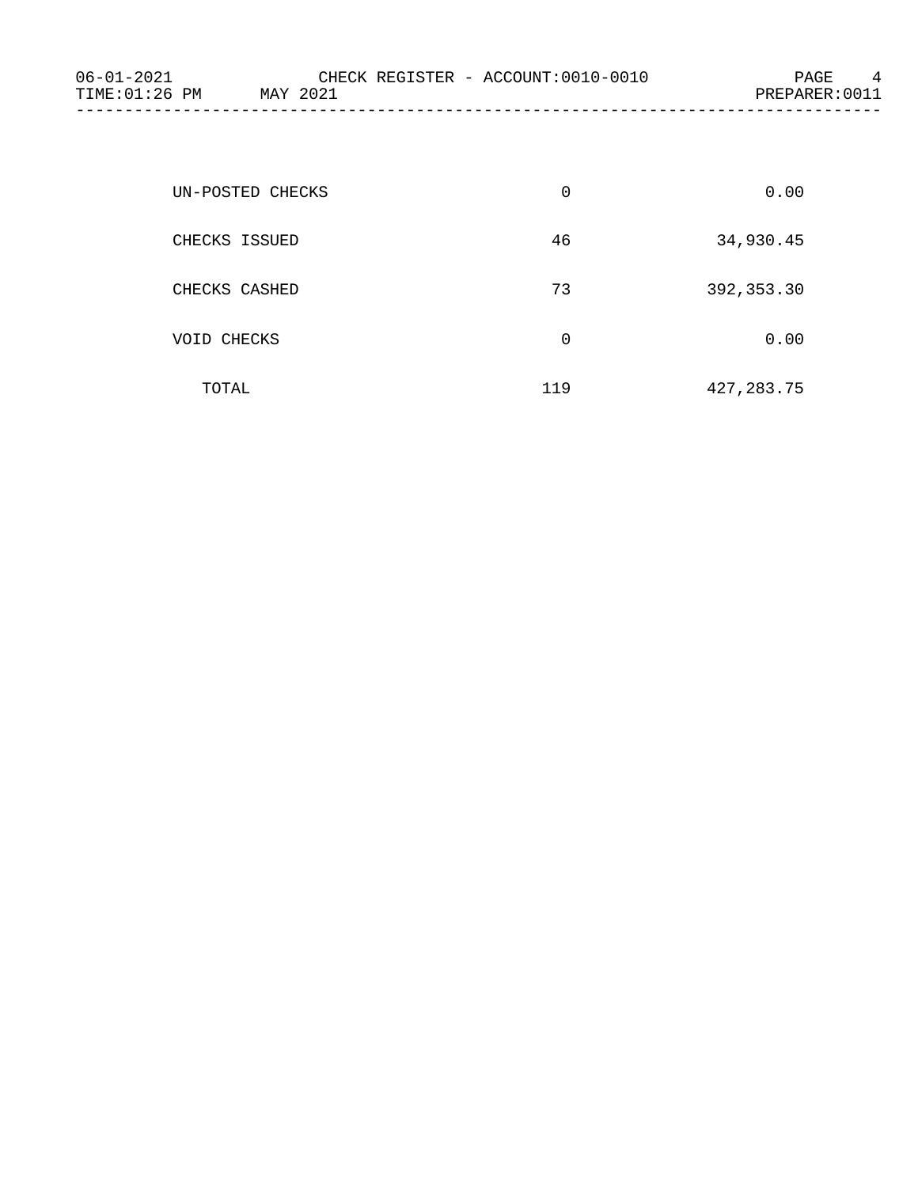| | | |
|---|---|---|
| UN-POSTED CHECKS | 0 | 0.00 |
| CHECKS ISSUED | 46 | 34,930.45 |
| CHECKS CASHED | 73 | 392,353.30 |
| VOID CHECKS | 0 | 0.00 |
| TOTAL | 119 | 427,283.75 |